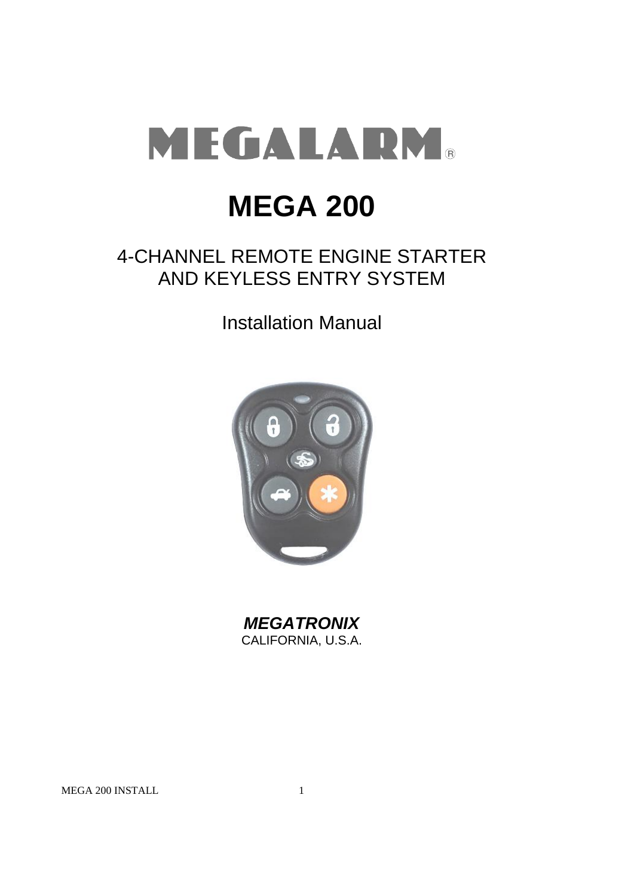# MEGALARM®

# MEGA 200

## 4-CHANNEL REMOTE ENGINE STARTER AND KEYLESS ENTRY SYSTEM

Installation Manual

***MEGATRONIX***

CALIFORNIA, U.S.A.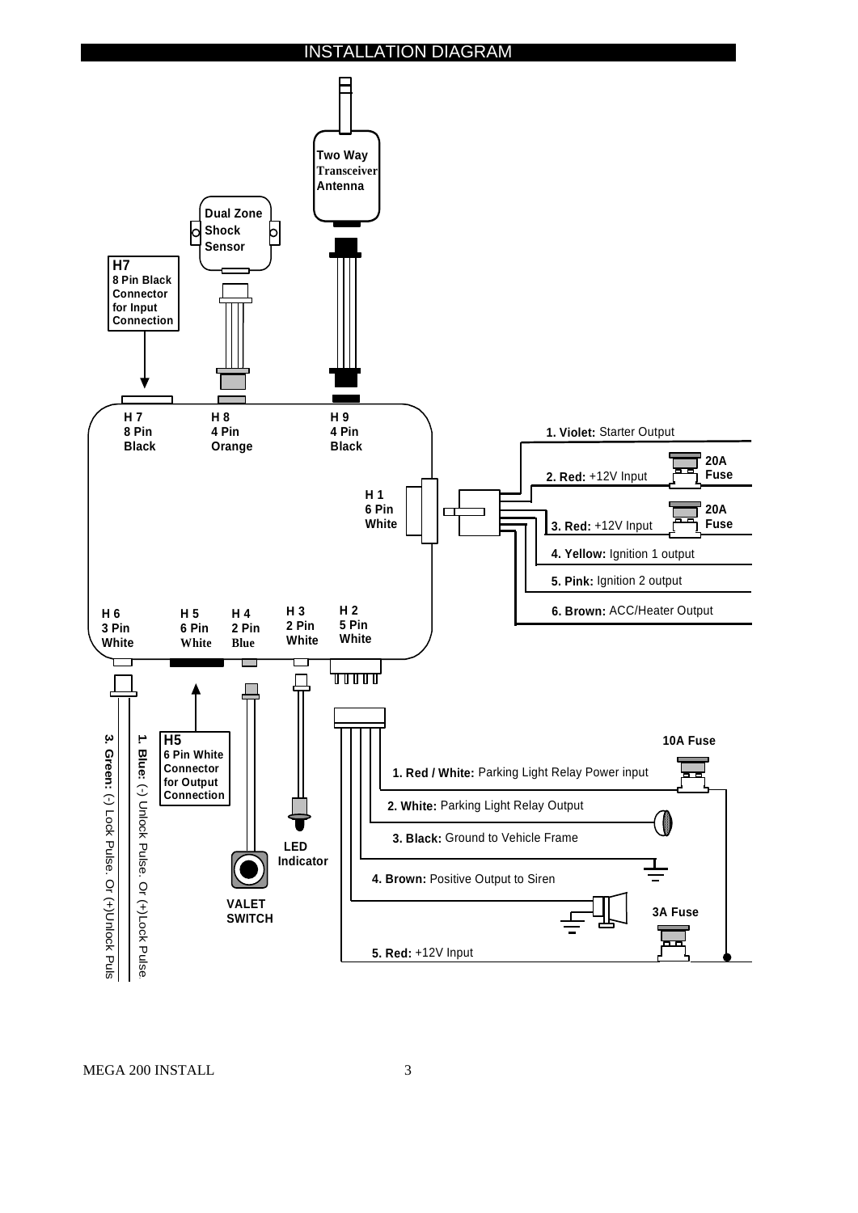# INSTALLATION DIAGRAM

Two Way Transceiver Antenna

Dual Zone Shock Sensor

**H7**
8 Pin Black Connector for Input Connection

H 7
8 Pin
Black

H 8
4 Pin
Orange

H 9
4 Pin
Black

H 1
6 Pin
White

1. **Violet:** Starter Output

2. **Red:** +12V Input — 20A Fuse

3. **Red:** +12V Input — 20A Fuse

4. **Yellow:** Ignition 1 output

5. **Pink:** Ignition 2 output

6. **Brown:** ACC/Heater Output

H 6
3 Pin
White

H 5
6 Pin
White

H 4
2 Pin
Blue

H 3
2 Pin
White

H 2
5 Pin
White

3. **Green:** (-) Lock Pulse. Or (+)Unlock Puls

1. **Blue**: (-) Unlock Pulse. Or (+)Lock Pulse

**H5**
6 Pin White Connector for Output Connection

VALET SWITCH

LED Indicator

10A Fuse

1. **Red / White:** Parking Light Relay Power input

2. **White:** Parking Light Relay Output

3. **Black:** Ground to Vehicle Frame

4. **Brown:** Positive Output to Siren

3A Fuse

5. **Red:** +12V Input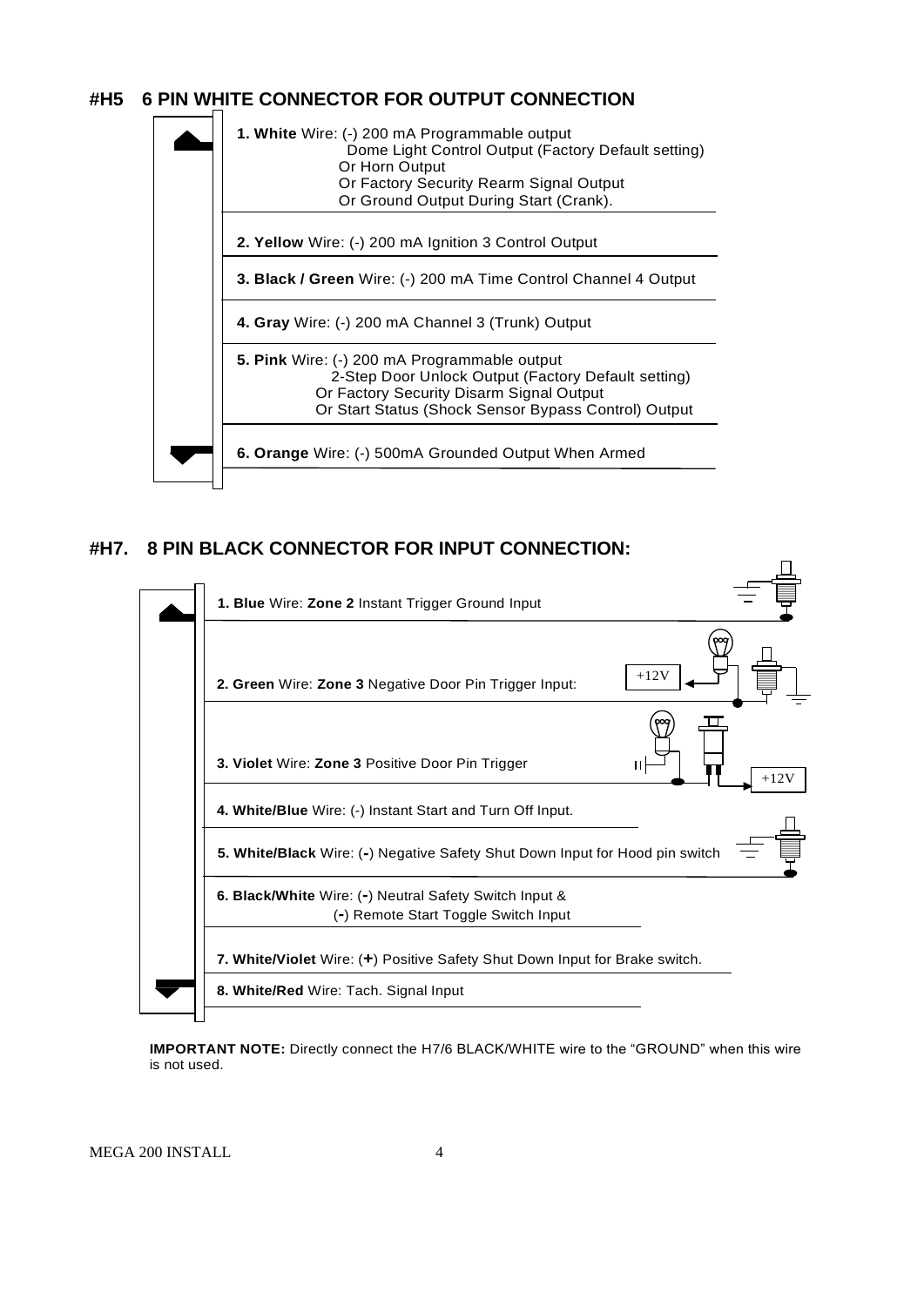## #H5 6 PIN WHITE CONNECTOR FOR OUTPUT CONNECTION

1. **White** Wire: (-) 200 mA Programmable output
   Dome Light Control Output (Factory Default setting)
   Or Horn Output
   Or Factory Security Rearm Signal Output
   Or Ground Output During Start (Crank).

2. **Yellow** Wire: (-) 200 mA Ignition 3 Control Output

3. **Black / Green** Wire: (-) 200 mA Time Control Channel 4 Output

4. **Gray** Wire: (-) 200 mA Channel 3 (Trunk) Output

5. **Pink** Wire: (-) 200 mA Programmable output
   2-Step Door Unlock Output (Factory Default setting)
   Or Factory Security Disarm Signal Output
   Or Start Status (Shock Sensor Bypass Control) Output

6. **Orange** Wire: (-) 500mA Grounded Output When Armed

## #H7. 8 PIN BLACK CONNECTOR FOR INPUT CONNECTION:

1. **Blue** Wire: **Zone 2** Instant Trigger Ground Input

2. **Green** Wire: **Zone 3** Negative Door Pin Trigger Input: +12V

3. **Violet** Wire: **Zone 3** Positive Door Pin Trigger +12V

4. **White/Blue** Wire: (-) Instant Start and Turn Off Input.

5. **White/Black** Wire: (-) Negative Safety Shut Down Input for Hood pin switch

6. **Black/White** Wire: (-) Neutral Safety Switch Input &
   (-) Remote Start Toggle Switch Input

7. **White/Violet** Wire: (+) Positive Safety Shut Down Input for Brake switch.

8. **White/Red** Wire: Tach. Signal Input

**IMPORTANT NOTE:** Directly connect the H7/6 BLACK/WHITE wire to the "GROUND" when this wire is not used.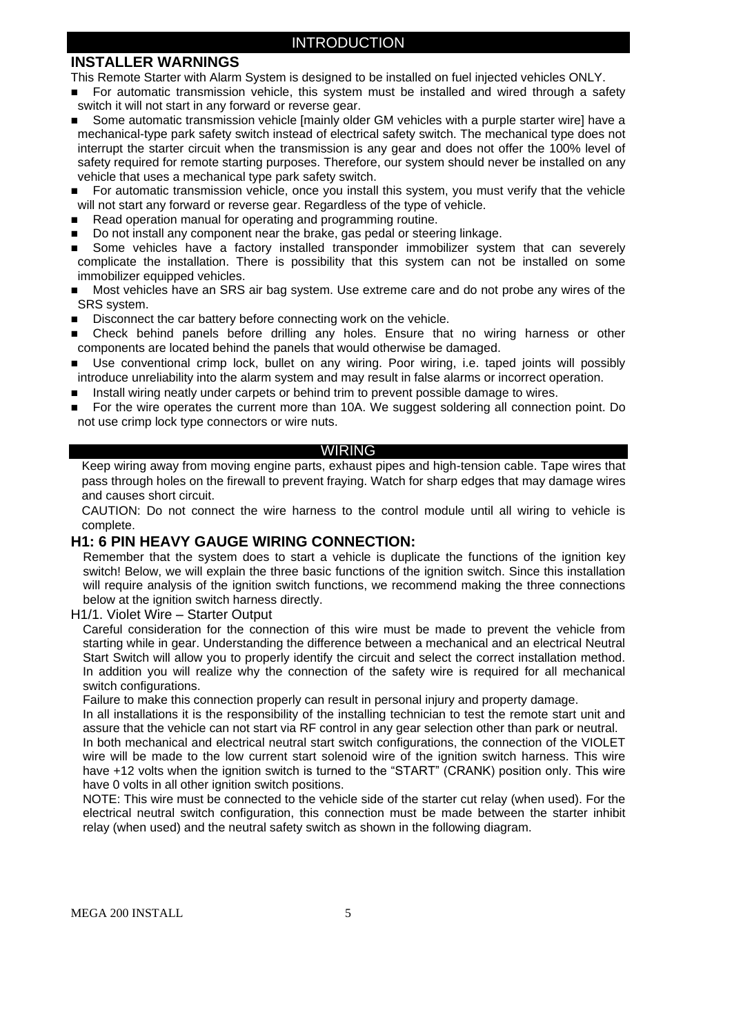## INTRODUCTION

### INSTALLER WARNINGS

This Remote Starter with Alarm System is designed to be installed on fuel injected vehicles ONLY.

- For automatic transmission vehicle, this system must be installed and wired through a safety switch it will not start in any forward or reverse gear.
- Some automatic transmission vehicle [mainly older GM vehicles with a purple starter wire] have a mechanical-type park safety switch instead of electrical safety switch. The mechanical type does not interrupt the starter circuit when the transmission is any gear and does not offer the 100% level of safety required for remote starting purposes. Therefore, our system should never be installed on any vehicle that uses a mechanical type park safety switch.
- For automatic transmission vehicle, once you install this system, you must verify that the vehicle will not start any forward or reverse gear. Regardless of the type of vehicle.
- Read operation manual for operating and programming routine.
- Do not install any component near the brake, gas pedal or steering linkage.
- Some vehicles have a factory installed transponder immobilizer system that can severely complicate the installation. There is possibility that this system can not be installed on some immobilizer equipped vehicles.
- Most vehicles have an SRS air bag system. Use extreme care and do not probe any wires of the SRS system.
- Disconnect the car battery before connecting work on the vehicle.
- Check behind panels before drilling any holes. Ensure that no wiring harness or other components are located behind the panels that would otherwise be damaged.
- Use conventional crimp lock, bullet on any wiring. Poor wiring, i.e. taped joints will possibly introduce unreliability into the alarm system and may result in false alarms or incorrect operation.
- Install wiring neatly under carpets or behind trim to prevent possible damage to wires.
- For the wire operates the current more than 10A. We suggest soldering all connection point. Do not use crimp lock type connectors or wire nuts.

## WIRING

Keep wiring away from moving engine parts, exhaust pipes and high-tension cable. Tape wires that pass through holes on the firewall to prevent fraying. Watch for sharp edges that may damage wires and causes short circuit.

CAUTION: Do not connect the wire harness to the control module until all wiring to vehicle is complete.

### H1: 6 PIN HEAVY GAUGE WIRING CONNECTION:

Remember that the system does to start a vehicle is duplicate the functions of the ignition key switch! Below, we will explain the three basic functions of the ignition switch. Since this installation will require analysis of the ignition switch functions, we recommend making the three connections below at the ignition switch harness directly.

H1/1. Violet Wire – Starter Output

Careful consideration for the connection of this wire must be made to prevent the vehicle from starting while in gear. Understanding the difference between a mechanical and an electrical Neutral Start Switch will allow you to properly identify the circuit and select the correct installation method. In addition you will realize why the connection of the safety wire is required for all mechanical switch configurations.

Failure to make this connection properly can result in personal injury and property damage.

In all installations it is the responsibility of the installing technician to test the remote start unit and assure that the vehicle can not start via RF control in any gear selection other than park or neutral.

In both mechanical and electrical neutral start switch configurations, the connection of the VIOLET wire will be made to the low current start solenoid wire of the ignition switch harness. This wire have +12 volts when the ignition switch is turned to the "START" (CRANK) position only. This wire have 0 volts in all other ignition switch positions.

NOTE: This wire must be connected to the vehicle side of the starter cut relay (when used). For the electrical neutral switch configuration, this connection must be made between the starter inhibit relay (when used) and the neutral safety switch as shown in the following diagram.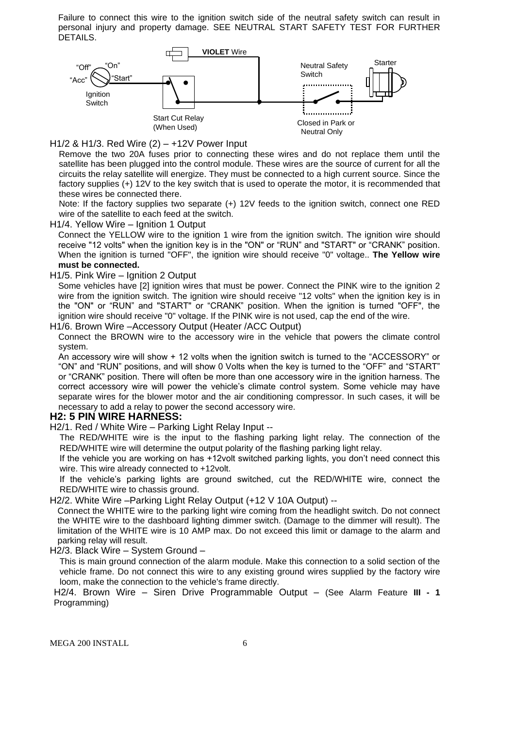Failure to connect this wire to the ignition switch side of the neutral safety switch can result in personal injury and property damage. SEE NEUTRAL START SAFETY TEST FOR FURTHER DETAILS.

"Off" "On" "Acc" "Start" Ignition Switch — **VIOLET** Wire — Start Cut Relay (When Used) — Neutral Safety Switch — Closed in Park or Neutral Only — Starter

H1/2 & H1/3. Red Wire (2) – +12V Power Input

Remove the two 20A fuses prior to connecting these wires and do not replace them until the satellite has been plugged into the control module. These wires are the source of current for all the circuits the relay satellite will energize. They must be connected to a high current source. Since the factory supplies (+) 12V to the key switch that is used to operate the motor, it is recommended that these wires be connected there.

Note: If the factory supplies two separate (+) 12V feeds to the ignition switch, connect one RED wire of the satellite to each feed at the switch.

H1/4. Yellow Wire – Ignition 1 Output

Connect the YELLOW wire to the ignition 1 wire from the ignition switch. The ignition wire should receive "12 volts" when the ignition key is in the "ON" or "RUN" and "START" or "CRANK" position. When the ignition is turned "OFF", the ignition wire should receive "0" voltage.. **The Yellow wire must be connected.**

H1/5. Pink Wire – Ignition 2 Output

Some vehicles have [2] ignition wires that must be power. Connect the PINK wire to the ignition 2 wire from the ignition switch. The ignition wire should receive "12 volts" when the ignition key is in the "ON" or "RUN" and "START" or "CRANK" position. When the ignition is turned "OFF", the ignition wire should receive "0" voltage. If the PINK wire is not used, cap the end of the wire.

H1/6. Brown Wire –Accessory Output (Heater /ACC Output)

Connect the BROWN wire to the accessory wire in the vehicle that powers the climate control system.

An accessory wire will show + 12 volts when the ignition switch is turned to the "ACCESSORY" or "ON" and "RUN" positions, and will show 0 Volts when the key is turned to the "OFF" and "START" or "CRANK" position. There will often be more than one accessory wire in the ignition harness. The correct accessory wire will power the vehicle's climate control system. Some vehicle may have separate wires for the blower motor and the air conditioning compressor. In such cases, it will be necessary to add a relay to power the second accessory wire.

## H2: 5 PIN WIRE HARNESS:

H2/1. Red / White Wire – Parking Light Relay Input --

The RED/WHITE wire is the input to the flashing parking light relay. The connection of the RED/WHITE wire will determine the output polarity of the flashing parking light relay.

If the vehicle you are working on has +12volt switched parking lights, you don't need connect this wire. This wire already connected to +12volt.

If the vehicle's parking lights are ground switched, cut the RED/WHITE wire, connect the RED/WHITE wire to chassis ground.

H2/2. White Wire –Parking Light Relay Output (+12 V 10A Output) --

Connect the WHITE wire to the parking light wire coming from the headlight switch. Do not connect the WHITE wire to the dashboard lighting dimmer switch. (Damage to the dimmer will result). The limitation of the WHITE wire is 10 AMP max. Do not exceed this limit or damage to the alarm and parking relay will result.

H2/3. Black Wire – System Ground –

This is main ground connection of the alarm module. Make this connection to a solid section of the vehicle frame. Do not connect this wire to any existing ground wires supplied by the factory wire loom, make the connection to the vehicle's frame directly.

H2/4. Brown Wire – Siren Drive Programmable Output – (See Alarm Feature **III - 1** Programming)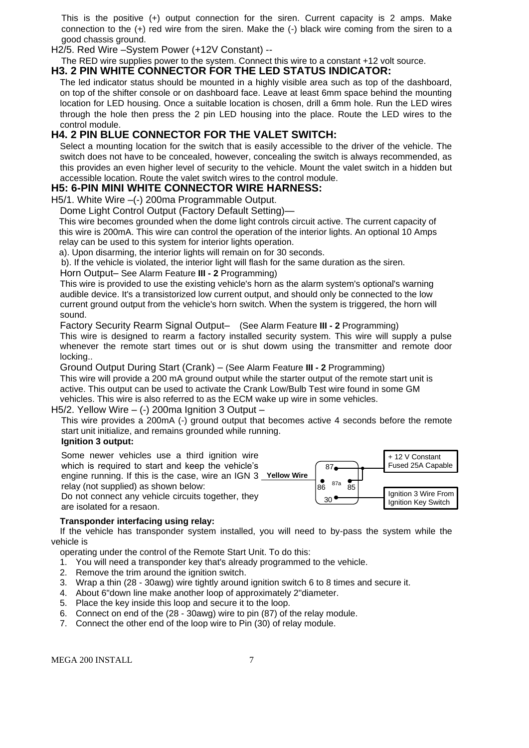This is the positive (+) output connection for the siren. Current capacity is 2 amps. Make connection to the (+) red wire from the siren. Make the (-) black wire coming from the siren to a good chassis ground.

H2/5. Red Wire –System Power (+12V Constant) --

The RED wire supplies power to the system. Connect this wire to a constant +12 volt source.

## H3. 2 PIN WHITE CONNECTOR FOR THE LED STATUS INDICATOR:

The led indicator status should be mounted in a highly visible area such as top of the dashboard, on top of the shifter console or on dashboard face. Leave at least 6mm space behind the mounting location for LED housing. Once a suitable location is chosen, drill a 6mm hole. Run the LED wires through the hole then press the 2 pin LED housing into the place. Route the LED wires to the control module.

## H4. 2 PIN BLUE CONNECTOR FOR THE VALET SWITCH:

Select a mounting location for the switch that is easily accessible to the driver of the vehicle. The switch does not have to be concealed, however, concealing the switch is always recommended, as this provides an even higher level of security to the vehicle. Mount the valet switch in a hidden but accessible location. Route the valet switch wires to the control module.

## H5: 6-PIN MINI WHITE CONNECTOR WIRE HARNESS:

H5/1. White Wire –(-) 200ma Programmable Output.

Dome Light Control Output (Factory Default Setting)—

This wire becomes grounded when the dome light controls circuit active. The current capacity of this wire is 200mA. This wire can control the operation of the interior lights. An optional 10 Amps relay can be used to this system for interior lights operation.

a). Upon disarming, the interior lights will remain on for 30 seconds.

b). If the vehicle is violated, the interior light will flash for the same duration as the siren.

Horn Output– See Alarm Feature **III - 2** Programming)

This wire is provided to use the existing vehicle's horn as the alarm system's optional's warning audible device. It's a transistorized low current output, and should only be connected to the low current ground output from the vehicle's horn switch. When the system is triggered, the horn will sound.

Factory Security Rearm Signal Output– (See Alarm Feature **III - 2** Programming)

This wire is designed to rearm a factory installed security system. This wire will supply a pulse whenever the remote start times out or is shut dowm using the transmitter and remote door locking..

Ground Output During Start (Crank) – (See Alarm Feature **III - 2** Programming)

This wire will provide a 200 mA ground output while the starter output of the remote start unit is active. This output can be used to activate the Crank Low/Bulb Test wire found in some GM vehicles. This wire is also referred to as the ECM wake up wire in some vehicles.

H5/2. Yellow Wire – (-) 200ma Ignition 3 Output –

This wire provides a 200mA (-) ground output that becomes active 4 seconds before the remote start unit initialize, and remains grounded while running.

**Ignition 3 output:**

Some newer vehicles use a third ignition wire which is required to start and keep the vehicle's engine running. If this is the case, wire an IGN 3 relay (not supplied) as shown below:

Do not connect any vehicle circuits together, they are isolated for a resaon.

Yellow Wire — 87, 86, 87a, 85, 30 — + 12 V Constant Fused 25A Capable — Ignition 3 Wire From Ignition Key Switch

**Transponder interfacing using relay:**

If the vehicle has transponder system installed, you will need to by-pass the system while the vehicle is

operating under the control of the Remote Start Unit. To do this:

1. You will need a transponder key that's already programmed to the vehicle.
2. Remove the trim around the ignition switch.
3. Wrap a thin (28 - 30awg) wire tightly around ignition switch 6 to 8 times and secure it.
4. About 6"down line make another loop of approximately 2"diameter.
5. Place the key inside this loop and secure it to the loop.
6. Connect on end of the (28 - 30awg) wire to pin (87) of the relay module.
7. Connect the other end of the loop wire to Pin (30) of relay module.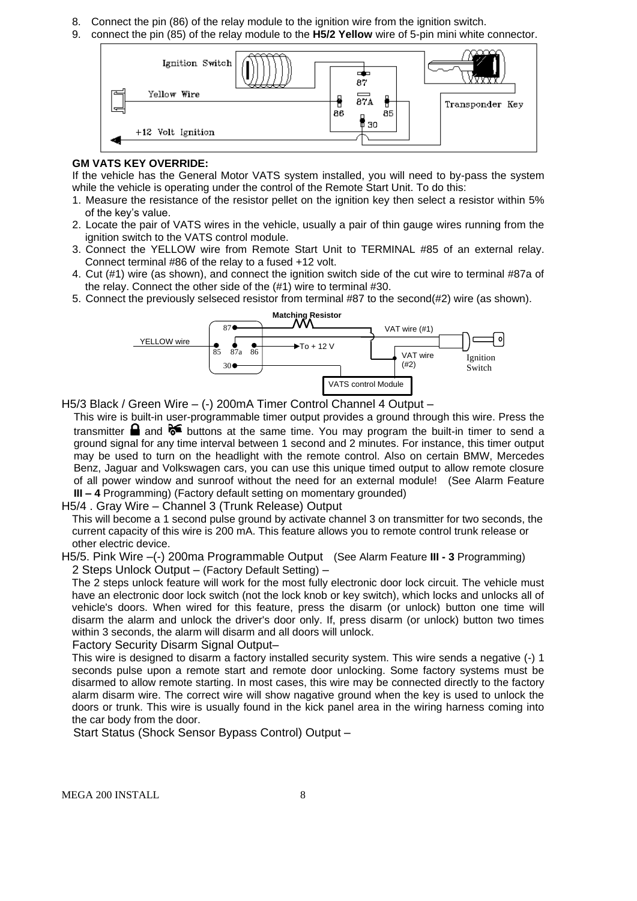8. Connect the pin (86) of the relay module to the ignition wire from the ignition switch.
9. connect the pin (85) of the relay module to the **H5/2 Yellow** wire of 5-pin mini white connector.

**GM VATS KEY OVERRIDE:**

If the vehicle has the General Motor VATS system installed, you will need to by-pass the system while the vehicle is operating under the control of the Remote Start Unit. To do this:

1. Measure the resistance of the resistor pellet on the ignition key then select a resistor within 5% of the key's value.
2. Locate the pair of VATS wires in the vehicle, usually a pair of thin gauge wires running from the ignition switch to the VATS control module.
3. Connect the YELLOW wire from Remote Start Unit to TERMINAL #85 of an external relay. Connect terminal #86 of the relay to a fused +12 volt.
4. Cut (#1) wire (as shown), and connect the ignition switch side of the cut wire to terminal #87a of the relay. Connect the other side of the (#1) wire to terminal #30.
5. Connect the previously selseced resistor from terminal #87 to the second(#2) wire (as shown).

H5/3 Black / Green Wire – (-) 200mA Timer Control Channel 4 Output –

This wire is built-in user-programmable timer output provides a ground through this wire. Press the transmitter and buttons at the same time. You may program the built-in timer to send a ground signal for any time interval between 1 second and 2 minutes. For instance, this timer output may be used to turn on the headlight with the remote control. Also on certain BMW, Mercedes Benz, Jaguar and Volkswagen cars, you can use this unique timed output to allow remote closure of all power window and sunroof without the need for an external module! (See Alarm Feature **III – 4** Programming) (Factory default setting on momentary grounded)

H5/4 . Gray Wire – Channel 3 (Trunk Release) Output

This will become a 1 second pulse ground by activate channel 3 on transmitter for two seconds, the current capacity of this wire is 200 mA. This feature allows you to remote control trunk release or other electric device.

H5/5. Pink Wire –(-) 200ma Programmable Output (See Alarm Feature **III - 3** Programming)

2 Steps Unlock Output – (Factory Default Setting) –

The 2 steps unlock feature will work for the most fully electronic door lock circuit. The vehicle must have an electronic door lock switch (not the lock knob or key switch), which locks and unlocks all of vehicle's doors. When wired for this feature, press the disarm (or unlock) button one time will disarm the alarm and unlock the driver's door only. If, press disarm (or unlock) button two times within 3 seconds, the alarm will disarm and all doors will unlock.

Factory Security Disarm Signal Output–

This wire is designed to disarm a factory installed security system. This wire sends a negative (-) 1 seconds pulse upon a remote start and remote door unlocking. Some factory systems must be disarmed to allow remote starting. In most cases, this wire may be connected directly to the factory alarm disarm wire. The correct wire will show nagative ground when the key is used to unlock the doors or trunk. This wire is usually found in the kick panel area in the wiring harness coming into the car body from the door.

Start Status (Shock Sensor Bypass Control) Output –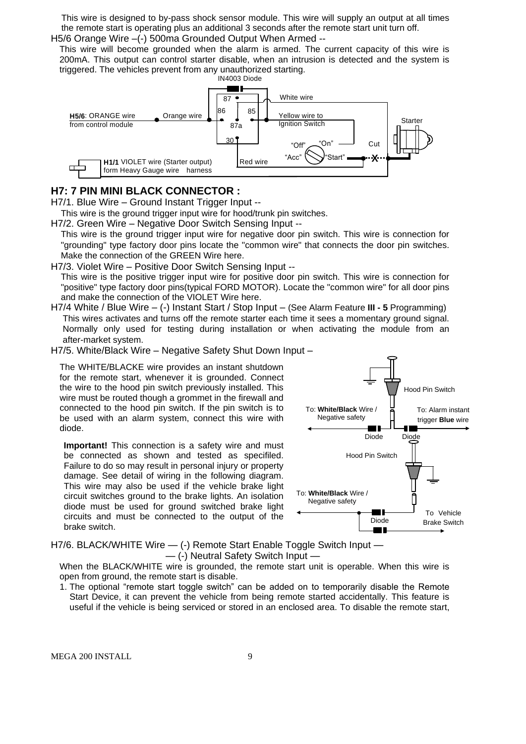This wire is designed to by-pass shock sensor module. This wire will supply an output at all times the remote start is operating plus an additional 3 seconds after the remote start unit turn off.

H5/6 Orange Wire –(-) 500ma Grounded Output When Armed --

This wire will become grounded when the alarm is armed. The current capacity of this wire is 200mA. This output can control starter disable, when an intrusion is detected and the system is triggered. The vehicles prevent from any unauthorized starting.

## H7: 7 PIN MINI BLACK CONNECTOR :

H7/1. Blue Wire – Ground Instant Trigger Input --

This wire is the ground trigger input wire for hood/trunk pin switches.

H7/2. Green Wire – Negative Door Switch Sensing Input --

This wire is the ground trigger input wire for negative door pin switch. This wire is connection for "grounding" type factory door pins locate the "common wire" that connects the door pin switches. Make the connection of the GREEN Wire here.

H7/3. Violet Wire – Positive Door Switch Sensing Input --

This wire is the positive trigger input wire for positive door pin switch. This wire is connection for "positive" type factory door pins(typical FORD MOTOR). Locate the "common wire" for all door pins and make the connection of the VIOLET Wire here.

H7/4 White / Blue Wire – (-) Instant Start / Stop Input – (See Alarm Feature **III - 5** Programming)

This wires activates and turns off the remote starter each time it sees a momentary ground signal. Normally only used for testing during installation or when activating the module from an after-market system.

H7/5. White/Black Wire – Negative Safety Shut Down Input –

The WHITE/BLACKE wire provides an instant shutdown for the remote start, whenever it is grounded. Connect the wire to the hood pin switch previously installed. This wire must be routed though a grommet in the firewall and connected to the hood pin switch. If the pin switch is to be used with an alarm system, connect this wire with diode.

**Important!** This connection is a safety wire and must be connected as shown and tested as specifiled. Failure to do so may result in personal injury or property damage. See detail of wiring in the following diagram. This wire may also be used if the vehicle brake light circuit switches ground to the brake lights. An isolation diode must be used for ground switched brake light circuits and must be connected to the output of the brake switch.

H7/6. BLACK/WHITE Wire — (-) Remote Start Enable Toggle Switch Input —
— (-) Neutral Safety Switch Input —

When the BLACK/WHITE wire is grounded, the remote start unit is operable. When this wire is open from ground, the remote start is disable.

1. The optional "remote start toggle switch" can be added on to temporarily disable the Remote Start Device, it can prevent the vehicle from being remote started accidentally. This feature is useful if the vehicle is being serviced or stored in an enclosed area. To disable the remote start,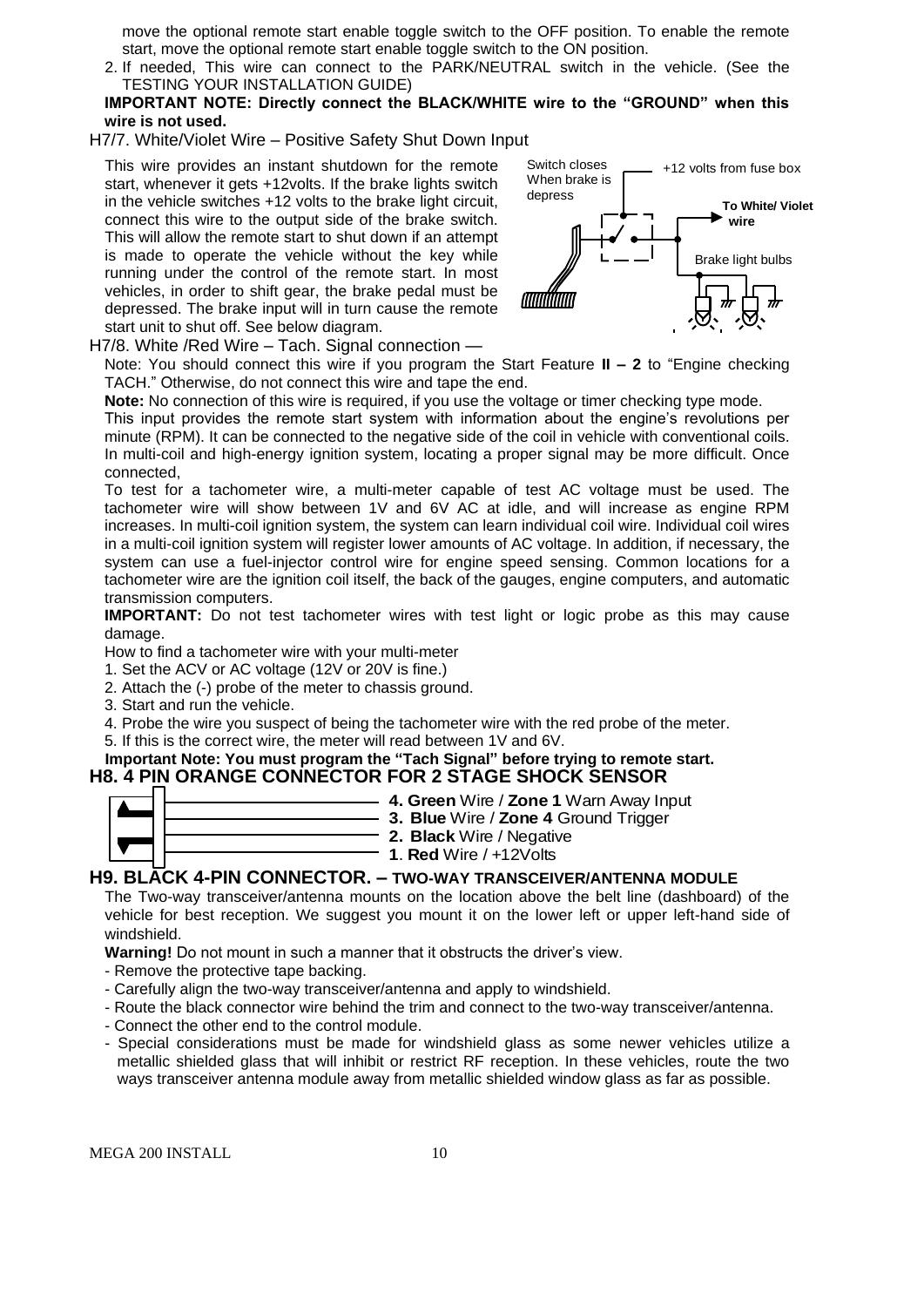move the optional remote start enable toggle switch to the OFF position. To enable the remote start, move the optional remote start enable toggle switch to the ON position.

2. If needed, This wire can connect to the PARK/NEUTRAL switch in the vehicle. (See the TESTING YOUR INSTALLATION GUIDE)

**IMPORTANT NOTE: Directly connect the BLACK/WHITE wire to the "GROUND" when this wire is not used.**

H7/7. White/Violet Wire – Positive Safety Shut Down Input

This wire provides an instant shutdown for the remote start, whenever it gets +12volts. If the brake lights switch in the vehicle switches +12 volts to the brake light circuit, connect this wire to the output side of the brake switch. This will allow the remote start to shut down if an attempt is made to operate the vehicle without the key while running under the control of the remote start. In most vehicles, in order to shift gear, the brake pedal must be depressed. The brake input will in turn cause the remote start unit to shut off. See below diagram.

Switch closes When brake is depress

+12 volts from fuse box

**To White/ Violet wire**

Brake light bulbs

H7/8. White /Red Wire – Tach. Signal connection —

Note: You should connect this wire if you program the Start Feature **II – 2** to "Engine checking TACH." Otherwise, do not connect this wire and tape the end.

**Note:** No connection of this wire is required, if you use the voltage or timer checking type mode.

This input provides the remote start system with information about the engine's revolutions per minute (RPM). It can be connected to the negative side of the coil in vehicle with conventional coils. In multi-coil and high-energy ignition system, locating a proper signal may be more difficult. Once connected,

To test for a tachometer wire, a multi-meter capable of test AC voltage must be used. The tachometer wire will show between 1V and 6V AC at idle, and will increase as engine RPM increases. In multi-coil ignition system, the system can learn individual coil wire. Individual coil wires in a multi-coil ignition system will register lower amounts of AC voltage. In addition, if necessary, the system can use a fuel-injector control wire for engine speed sensing. Common locations for a tachometer wire are the ignition coil itself, the back of the gauges, engine computers, and automatic transmission computers.

**IMPORTANT:** Do not test tachometer wires with test light or logic probe as this may cause damage.

How to find a tachometer wire with your multi-meter

1. Set the ACV or AC voltage (12V or 20V is fine.)
2. Attach the (-) probe of the meter to chassis ground.
3. Start and run the vehicle.
4. Probe the wire you suspect of being the tachometer wire with the red probe of the meter.
5. If this is the correct wire, the meter will read between 1V and 6V.

**Important Note: You must program the "Tach Signal" before trying to remote start.**

## H8. 4 PIN ORANGE CONNECTOR FOR 2 STAGE SHOCK SENSOR

4. **Green** Wire / **Zone 1** Warn Away Input
3. **Blue** Wire / **Zone 4** Ground Trigger
2. **Black** Wire / Negative
1. **Red** Wire / +12Volts

## H9. BLACK 4-PIN CONNECTOR. – TWO-WAY TRANSCEIVER/ANTENNA MODULE

The Two-way transceiver/antenna mounts on the location above the belt line (dashboard) of the vehicle for best reception. We suggest you mount it on the lower left or upper left-hand side of windshield.

**Warning!** Do not mount in such a manner that it obstructs the driver's view.

- Remove the protective tape backing.
- Carefully align the two-way transceiver/antenna and apply to windshield.
- Route the black connector wire behind the trim and connect to the two-way transceiver/antenna.
- Connect the other end to the control module.
- Special considerations must be made for windshield glass as some newer vehicles utilize a metallic shielded glass that will inhibit or restrict RF reception. In these vehicles, route the two ways transceiver antenna module away from metallic shielded window glass as far as possible.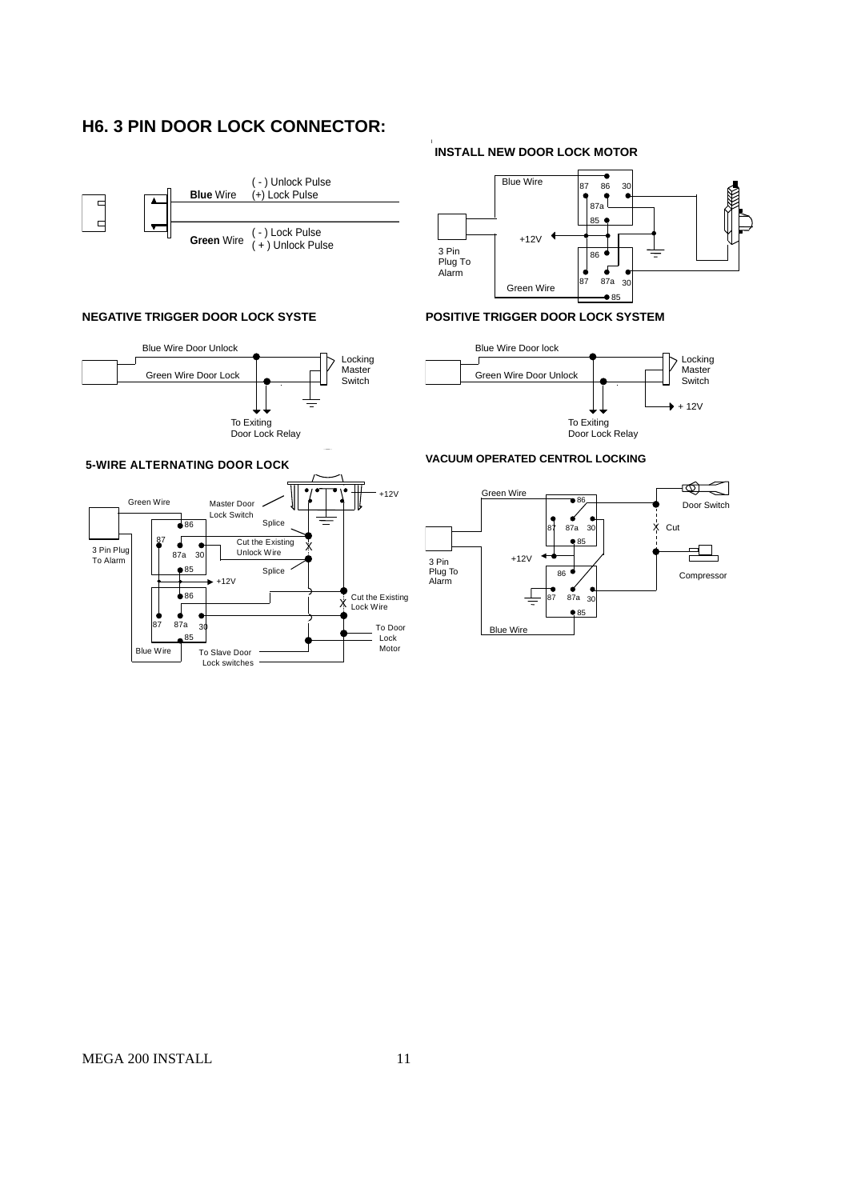## H6. 3 PIN DOOR LOCK CONNECTOR:

**Blue** Wire — ( - ) Unlock Pulse / (+) Lock Pulse

**Green** Wire — ( - ) Lock Pulse / ( + ) Unlock Pulse

### INSTALL NEW DOOR LOCK MOTOR

Blue Wire, 87, 86, 30, 87a, 85, +12V, 3 Pin Plug To Alarm, 86, 87, 87a, 30, Green Wire, 85

### NEGATIVE TRIGGER DOOR LOCK SYSTE

Blue Wire Door Unlock, Green Wire Door Lock, Locking Master Switch, To Exiting Door Lock Relay

### POSITIVE TRIGGER DOOR LOCK SYSTEM

Blue Wire Door lock, Green Wire Door Unlock, Locking Master Switch, + 12V, To Exiting Door Lock Relay

### 5-WIRE ALTERNATING DOOR LOCK

Green Wire, Master Door Lock Switch, +12V, 86, Splice, 87, Cut the Existing Unlock Wire, 3 Pin Plug To Alarm, 87a, 30, 85, Splice, +12V, 86, Cut the Existing Lock Wire, 87, 87a, 30, 85, To Door Lock Motor, Blue Wire, To Slave Door Lock switches

### VACUUM OPERATED CENTROL LOCKING

Green Wire, 86, Door Switch, 87, 87a, 30, Cut, 85, 3 Pin Plug To Alarm, +12V, 86, Compressor, 87, 87a, 30, 85, Blue Wire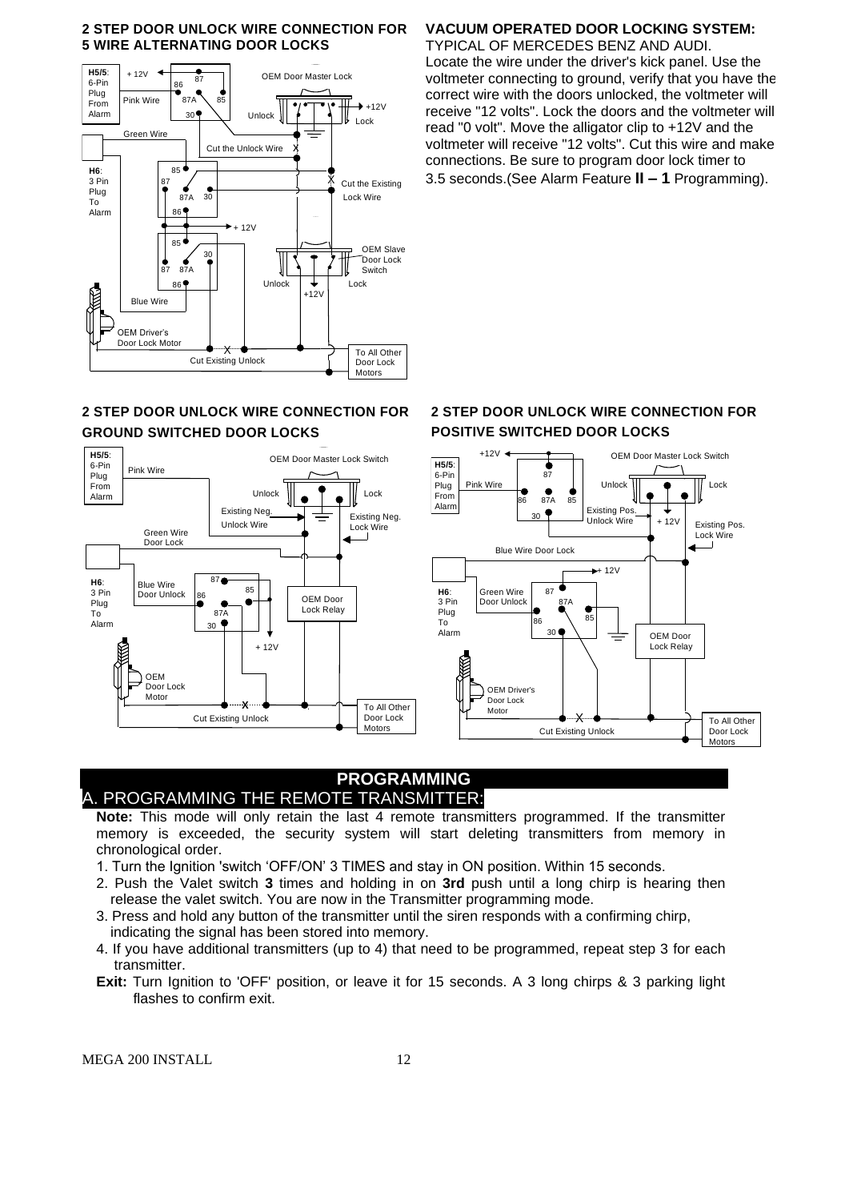## 2 STEP DOOR UNLOCK WIRE CONNECTION FOR 5 WIRE ALTERNATING DOOR LOCKS

## VACUUM OPERATED DOOR LOCKING SYSTEM:

TYPICAL OF MERCEDES BENZ AND AUDI.

Locate the wire under the driver's kick panel. Use the voltmeter connecting to ground, verify that you have the correct wire with the doors unlocked, the voltmeter will receive "12 volts". Lock the doors and the voltmeter will read "0 volt". Move the alligator clip to +12V and the voltmeter will receive "12 volts". Cut this wire and make connections. Be sure to program door lock timer to 3.5 seconds.(See Alarm Feature **II – 1** Programming).

## 2 STEP DOOR UNLOCK WIRE CONNECTION FOR GROUND SWITCHED DOOR LOCKS

## 2 STEP DOOR UNLOCK WIRE CONNECTION FOR POSITIVE SWITCHED DOOR LOCKS

# PROGRAMMING

## A. PROGRAMMING THE REMOTE TRANSMITTER:

**Note:** This mode will only retain the last 4 remote transmitters programmed. If the transmitter memory is exceeded, the security system will start deleting transmitters from memory in chronological order.

1. Turn the Ignition 'switch 'OFF/ON' 3 TIMES and stay in ON position. Within 15 seconds.
2. Push the Valet switch **3** times and holding in on **3rd** push until a long chirp is hearing then release the valet switch. You are now in the Transmitter programming mode.
3. Press and hold any button of the transmitter until the siren responds with a confirming chirp, indicating the signal has been stored into memory.
4. If you have additional transmitters (up to 4) that need to be programmed, repeat step 3 for each transmitter.

**Exit:** Turn Ignition to 'OFF' position, or leave it for 15 seconds. A 3 long chirps & 3 parking light flashes to confirm exit.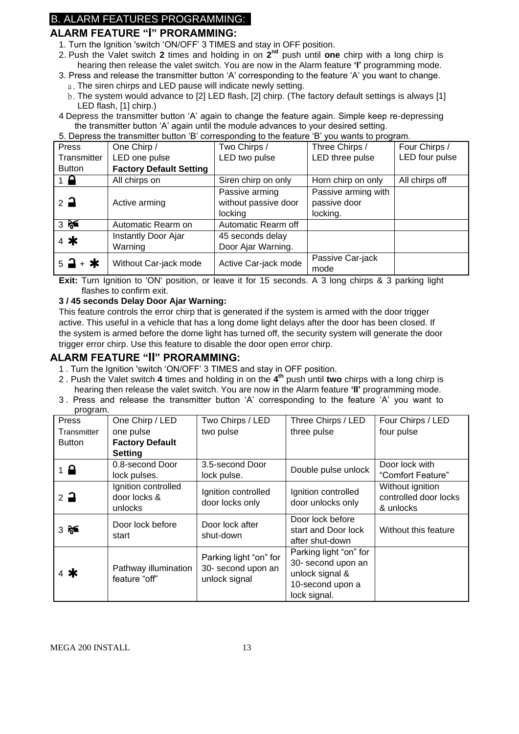## B. ALARM FEATURES PROGRAMMING:

### ALARM FEATURE "I" PRORAMMING:

1. Turn the Ignition 'switch 'ON/OFF' 3 TIMES and stay in OFF position.
2. Push the Valet switch **2** times and holding in on **2nd** push until **one** chirp with a long chirp is hearing then release the valet switch. You are now in the Alarm feature **'I'** programming mode.
3. Press and release the transmitter button 'A' corresponding to the feature 'A' you want to change.
   a. The siren chirps and LED pause will indicate newly setting.
   b. The system would advance to [2] LED flash, [2] chirp. (The factory default settings is always [1] LED flash, [1] chirp.)
4. Depress the transmitter button 'A' again to change the feature again. Simple keep re-depressing the transmitter button 'A' again until the module advances to your desired setting.
5. Depress the transmitter button 'B' corresponding to the feature 'B' you wants to program.

| Press Transmitter Button | One Chirp / LED one pulse **Factory Default Setting** | Two Chirps / LED two pulse | Three Chirps / LED three pulse | Four Chirps / LED four pulse |
|---|---|---|---|---|
| 1 🔒 | All chirps on | Siren chirp on only | Horn chirp on only | All chirps off |
| 2 🔓 | Active arming | Passive arming without passive door locking | Passive arming with passive door locking. | |
| 3 🚗 | Automatic Rearm on | Automatic Rearm off | | |
| 4 ✱ | Instantly Door Ajar Warning | 45 seconds delay Door Ajar Warning. | | |
| 5 🔓 + ✱ | Without Car-jack mode | Active Car-jack mode | Passive Car-jack mode | |

**Exit:** Turn Ignition to 'ON' position, or leave it for 15 seconds. A 3 long chirps & 3 parking light flashes to confirm exit.

**3 / 45 seconds Delay Door Ajar Warning:**

This feature controls the error chirp that is generated if the system is armed with the door trigger active. This useful in a vehicle that has a long dome light delays after the door has been closed. If the system is armed before the dome light has turned off, the security system will generate the door trigger error chirp. Use this feature to disable the door open error chirp.

### ALARM FEATURE "II" PRORAMMING:

1. Turn the Ignition 'switch 'ON/OFF' 3 TIMES and stay in OFF position.
2. Push the Valet switch **4** times and holding in on the **4th** push until **two** chirps with a long chirp is hearing then release the valet switch. You are now in the Alarm feature **'II'** programming mode.
3. Press and release the transmitter button 'A' corresponding to the feature 'A' you want to program.

| Press Transmitter Button | One Chirp / LED one pulse **Factory Default Setting** | Two Chirps / LED two pulse | Three Chirps / LED three pulse | Four Chirps / LED four pulse |
|---|---|---|---|---|
| 1 🔒 | 0.8-second Door lock pulses. | 3.5-second Door lock pulse. | Double pulse unlock | Door lock with "Comfort Feature" |
| 2 🔓 | Ignition controlled door locks & unlocks | Ignition controlled door locks only | Ignition controlled door unlocks only | Without ignition controlled door locks & unlocks |
| 3 🚗 | Door lock before start | Door lock after shut-down | Door lock before start and Door lock after shut-down | Without this feature |
| 4 ✱ | Pathway illumination feature "off" | Parking light "on" for 30- second upon an unlock signal | Parking light "on" for 30- second upon an unlock signal & 10-second upon a lock signal. | |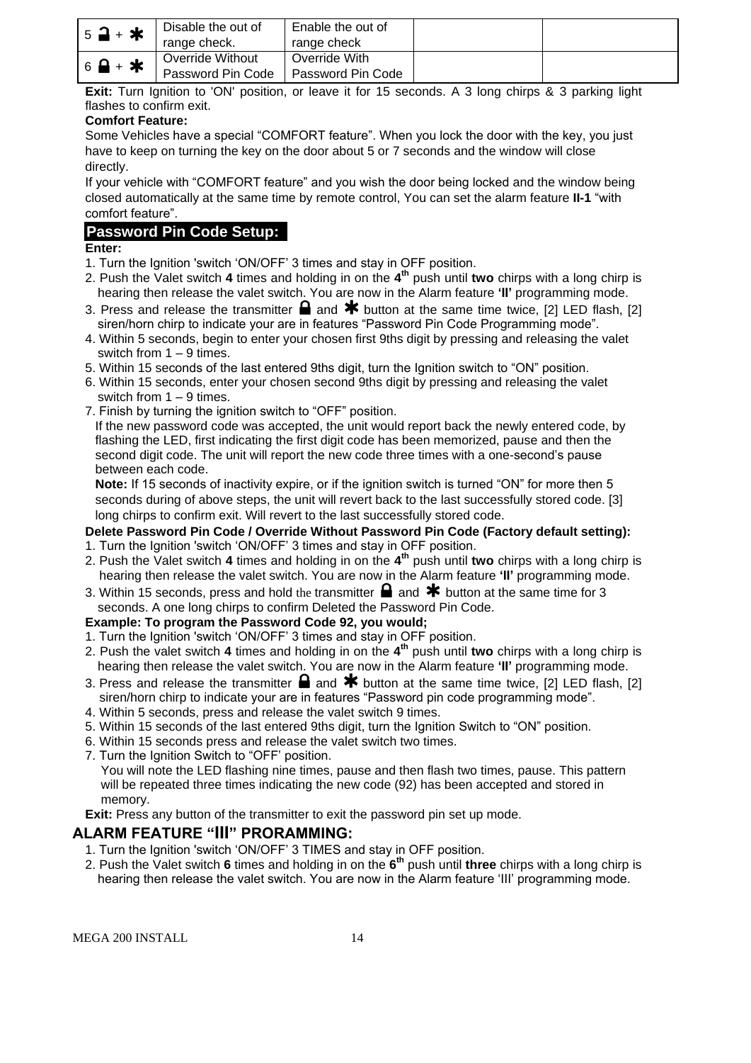| 5 🔓 + ✱ | Disable the out of range check. | Enable the out of range check | | |
|---|---|---|---|---|
| 6 🔒 + ✱ | Override Without Password Pin Code | Override With Password Pin Code | | |

**Exit:** Turn Ignition to 'ON' position, or leave it for 15 seconds. A 3 long chirps & 3 parking light flashes to confirm exit.

**Comfort Feature:**

Some Vehicles have a special "COMFORT feature". When you lock the door with the key, you just have to keep on turning the key on the door about 5 or 7 seconds and the window will close directly.

If your vehicle with "COMFORT feature" and you wish the door being locked and the window being closed automatically at the same time by remote control, You can set the alarm feature **II-1** "with comfort feature".

## Password Pin Code Setup:

**Enter:**

1. Turn the Ignition 'switch 'ON/OFF' 3 times and stay in OFF position.
2. Push the Valet switch **4** times and holding in on the **4th** push until **two** chirps with a long chirp is hearing then release the valet switch. You are now in the Alarm feature **'II'** programming mode.
3. Press and release the transmitter 🔒 and ✱ button at the same time twice, [2] LED flash, [2] siren/horn chirp to indicate your are in features "Password Pin Code Programming mode".
4. Within 5 seconds, begin to enter your chosen first 9ths digit by pressing and releasing the valet switch from 1 – 9 times.
5. Within 15 seconds of the last entered 9ths digit, turn the Ignition switch to "ON" position.
6. Within 15 seconds, enter your chosen second 9ths digit by pressing and releasing the valet switch from 1 – 9 times.
7. Finish by turning the ignition switch to "OFF" position.

   If the new password code was accepted, the unit would report back the newly entered code, by flashing the LED, first indicating the first digit code has been memorized, pause and then the second digit code. The unit will report the new code three times with a one-second's pause between each code.

   **Note:** If 15 seconds of inactivity expire, or if the ignition switch is turned "ON" for more then 5 seconds during of above steps, the unit will revert back to the last successfully stored code. [3] long chirps to confirm exit. Will revert to the last successfully stored code.

**Delete Password Pin Code / Override Without Password Pin Code (Factory default setting):**

1. Turn the Ignition 'switch 'ON/OFF' 3 times and stay in OFF position.
2. Push the Valet switch **4** times and holding in on the **4th** push until **two** chirps with a long chirp is hearing then release the valet switch. You are now in the Alarm feature **'II'** programming mode.
3. Within 15 seconds, press and hold the transmitter 🔒 and ✱ button at the same time for 3 seconds. A one long chirps to confirm Deleted the Password Pin Code.

**Example: To program the Password Code 92, you would;**

1. Turn the Ignition 'switch 'ON/OFF' 3 times and stay in OFF position.
2. Push the valet switch **4** times and holding in on the **4th** push until **two** chirps with a long chirp is hearing then release the valet switch. You are now in the Alarm feature **'II'** programming mode.
3. Press and release the transmitter 🔒 and ✱ button at the same time twice, [2] LED flash, [2] siren/horn chirp to indicate your are in features "Password pin code programming mode".
4. Within 5 seconds, press and release the valet switch 9 times.
5. Within 15 seconds of the last entered 9ths digit, turn the Ignition Switch to "ON" position.
6. Within 15 seconds press and release the valet switch two times.
7. Turn the Ignition Switch to "OFF' position.

   You will note the LED flashing nine times, pause and then flash two times, pause. This pattern will be repeated three times indicating the new code (92) has been accepted and stored in memory.

**Exit:** Press any button of the transmitter to exit the password pin set up mode.

## ALARM FEATURE "III" PRORAMMING:

1. Turn the Ignition 'switch 'ON/OFF' 3 TIMES and stay in OFF position.
2. Push the Valet switch **6** times and holding in on the **6th** push until **three** chirps with a long chirp is hearing then release the valet switch. You are now in the Alarm feature 'III' programming mode.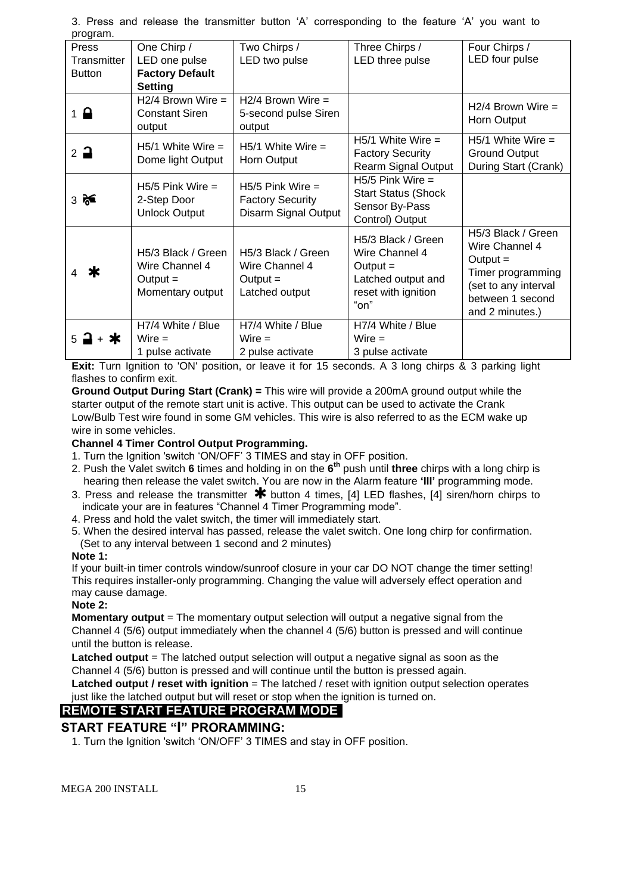3. Press and release the transmitter button 'A' corresponding to the feature 'A' you want to program.

| Press Transmitter Button | One Chirp / LED one pulse **Factory Default Setting** | Two Chirps / LED two pulse | Three Chirps / LED three pulse | Four Chirps / LED four pulse |
|---|---|---|---|---|
| 1 🔒 | H2/4 Brown Wire = Constant Siren output | H2/4 Brown Wire = 5-second pulse Siren output | | H2/4 Brown Wire = Horn Output |
| 2 🔓 | H5/1 White Wire = Dome light Output | H5/1 White Wire = Horn Output | H5/1 White Wire = Factory Security Rearm Signal Output | H5/1 White Wire = Ground Output During Start (Crank) |
| 3 🚘 | H5/5 Pink Wire = 2-Step Door Unlock Output | H5/5 Pink Wire = Factory Security Disarm Signal Output | H5/5 Pink Wire = Start Status (Shock Sensor By-Pass Control) Output | |
| 4 ✱ | H5/3 Black / Green Wire Channel 4 Output = Momentary output | H5/3 Black / Green Wire Channel 4 Output = Latched output | H5/3 Black / Green Wire Channel 4 Output = Latched output and reset with ignition "on" | H5/3 Black / Green Wire Channel 4 Output = Timer programming (set to any interval between 1 second and 2 minutes.) |
| 5 🔓 + ✱ | H7/4 White / Blue Wire = 1 pulse activate | H7/4 White / Blue Wire = 2 pulse activate | H7/4 White / Blue Wire = 3 pulse activate | |

**Exit:** Turn Ignition to 'ON' position, or leave it for 15 seconds. A 3 long chirps & 3 parking light flashes to confirm exit.

**Ground Output During Start (Crank) =** This wire will provide a 200mA ground output while the starter output of the remote start unit is active. This output can be used to activate the Crank Low/Bulb Test wire found in some GM vehicles. This wire is also referred to as the ECM wake up wire in some vehicles.

**Channel 4 Timer Control Output Programming.**

1. Turn the Ignition 'switch 'ON/OFF' 3 TIMES and stay in OFF position.
2. Push the Valet switch **6** times and holding in on the **6th** push until **three** chirps with a long chirp is hearing then release the valet switch. You are now in the Alarm feature **'lll'** programming mode.
3. Press and release the transmitter ✱ button 4 times, [4] LED flashes, [4] siren/horn chirps to indicate your are in features "Channel 4 Timer Programming mode".
4. Press and hold the valet switch, the timer will immediately start.
5. When the desired interval has passed, release the valet switch. One long chirp for confirmation. (Set to any interval between 1 second and 2 minutes)

**Note 1:**

If your built-in timer controls window/sunroof closure in your car DO NOT change the timer setting! This requires installer-only programming. Changing the value will adversely effect operation and may cause damage.

**Note 2:**

**Momentary output** = The momentary output selection will output a negative signal from the Channel 4 (5/6) output immediately when the channel 4 (5/6) button is pressed and will continue until the button is release.

**Latched output** = The latched output selection will output a negative signal as soon as the Channel 4 (5/6) button is pressed and will continue until the button is pressed again.

**Latched output / reset with ignition** = The latched / reset with ignition output selection operates just like the latched output but will reset or stop when the ignition is turned on.

## REMOTE START FEATURE PROGRAM MODE

### START FEATURE "l" PRORAMMING:

1. Turn the Ignition 'switch 'ON/OFF' 3 TIMES and stay in OFF position.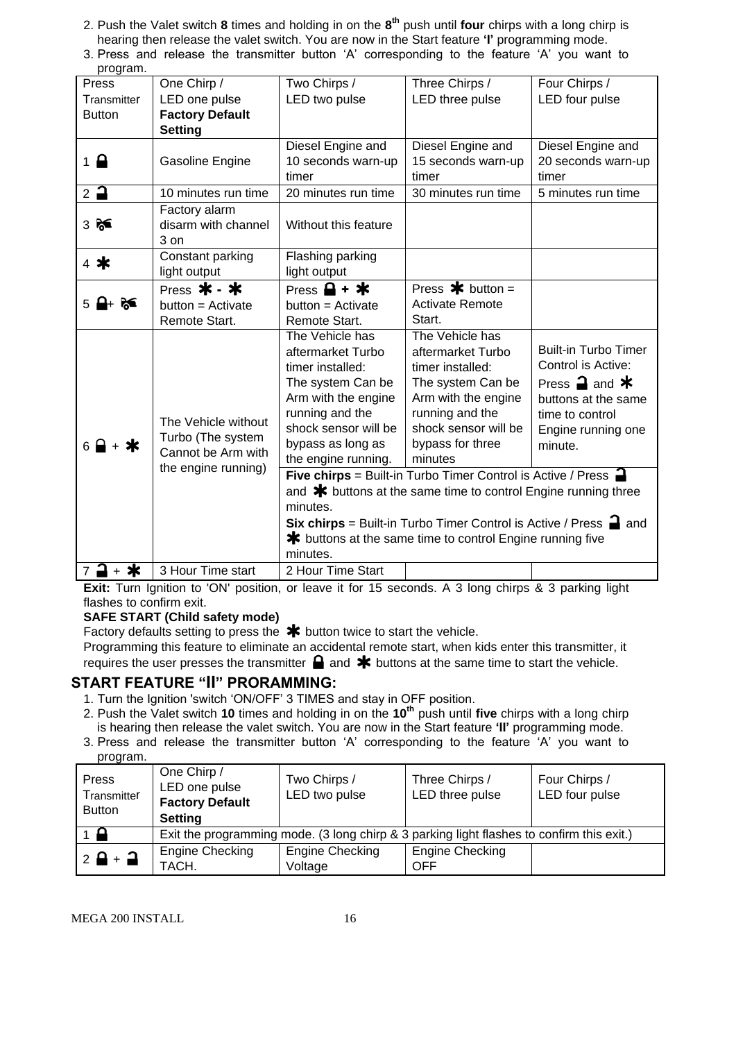2. Push the Valet switch **8** times and holding in on the **8th** push until **four** chirps with a long chirp is hearing then release the valet switch. You are now in the Start feature **'I'** programming mode.
3. Press and release the transmitter button 'A' corresponding to the feature 'A' you want to program.

| Press Transmitter Button | One Chirp / LED one pulse **Factory Default Setting** | Two Chirps / LED two pulse | Three Chirps / LED three pulse | Four Chirps / LED four pulse |
|---|---|---|---|---|
| 1 🔒 | Gasoline Engine | Diesel Engine and 10 seconds warn-up timer | Diesel Engine and 15 seconds warn-up timer | Diesel Engine and 20 seconds warn-up timer |
| 2 🔓 | 10 minutes run time | 20 minutes run time | 30 minutes run time | 5 minutes run time |
| 3 🚗 | Factory alarm disarm with channel 3 on | Without this feature | | |
| 4 ✱ | Constant parking light output | Flashing parking light output | | |
| 5 🔒+ 🚗 | Press ✱ - ✱ button = Activate Remote Start. | Press 🔒 + ✱ button = Activate Remote Start. | Press ✱ button = Activate Remote Start. | |
| 6 🔒 + ✱ | The Vehicle without Turbo (The system Cannot be Arm with the engine running) | The Vehicle has aftermarket Turbo timer installed: The system Can be Arm with the engine running and the shock sensor will be bypass as long as the engine running. **Five chirps** = Built-in Turbo Timer Control is Active / Press 🔓 and ✱ buttons at the same time to control Engine running three minutes. **Six chirps** = Built-in Turbo Timer Control is Active / Press 🔓 and ✱ buttons at the same time to control Engine running five minutes. | The Vehicle has aftermarket Turbo timer installed: The system Can be Arm with the engine running and the shock sensor will be bypass for three minutes | Built-in Turbo Timer Control is Active: Press 🔓 and ✱ buttons at the same time to control Engine running one minute. |
| 7 🔓 + ✱ | 3 Hour Time start | 2 Hour Time Start | | |

**Exit:** Turn Ignition to 'ON' position, or leave it for 15 seconds. A 3 long chirps & 3 parking light flashes to confirm exit.

**SAFE START (Child safety mode)**

Factory defaults setting to press the ✱ button twice to start the vehicle.

Programming this feature to eliminate an accidental remote start, when kids enter this transmitter, it requires the user presses the transmitter 🔒 and ✱ buttons at the same time to start the vehicle.

## START FEATURE "II" PRORAMMING:

1. Turn the Ignition 'switch 'ON/OFF' 3 TIMES and stay in OFF position.
2. Push the Valet switch **10** times and holding in on the **10th** push until **five** chirps with a long chirp is hearing then release the valet switch. You are now in the Start feature **'II'** programming mode.
3. Press and release the transmitter button 'A' corresponding to the feature 'A' you want to program.

| Press Transmitter Button | One Chirp / LED one pulse **Factory Default Setting** | Two Chirps / LED two pulse | Three Chirps / LED three pulse | Four Chirps / LED four pulse |
|---|---|---|---|---|
| 1 🔒 | Exit the programming mode. (3 long chirp & 3 parking light flashes to confirm this exit.) | | | |
| 2 🔒 + 🔓 | Engine Checking TACH. | Engine Checking Voltage | Engine Checking OFF | |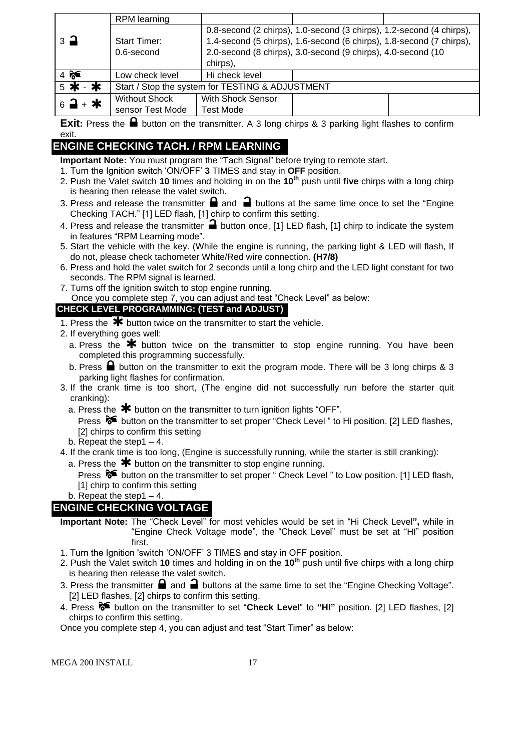| | | | | |
|---|---|---|---|---|
| 3 🔓 | RPM learning | | | |
| | Start Timer: 0.6-second | 0.8-second (2 chirps), 1.0-second (3 chirps), 1.2-second (4 chirps), 1.4-second (5 chirps), 1.6-second (6 chirps), 1.8-second (7 chirps), 2.0-second (8 chirps), 3.0-second (9 chirps), 4.0-second (10 chirps), | | |
| 4 | Low check level | Hi check level | | |
| 5 ✱ - ✱ | Start / Stop the system for TESTING & ADJUSTMENT | | | |
| 6 🔓 + ✱ | Without Shock sensor Test Mode | With Shock Sensor Test Mode | | |

**Exit:** Press the 🔒 button on the transmitter. A 3 long chirps & 3 parking light flashes to confirm exit.

## ENGINE CHECKING TACH. / RPM LEARNING

**Important Note:** You must program the "Tach Signal" before trying to remote start.

1. Turn the Ignition switch 'ON/OFF' **3** TIMES and stay in **OFF** position.
2. Push the Valet switch **10** times and holding in on the **10th** push until **five** chirps with a long chirp is hearing then release the valet switch.
3. Press and release the transmitter 🔒 and 🔓 buttons at the same time once to set the "Engine Checking TACH." [1] LED flash, [1] chirp to confirm this setting.
4. Press and release the transmitter 🔓 button once, [1] LED flash, [1] chirp to indicate the system in features "RPM Learning mode".
5. Start the vehicle with the key. (While the engine is running, the parking light & LED will flash, If do not, please check tachometer White/Red wire connection. **(H7/8)**
6. Press and hold the valet switch for 2 seconds until a long chirp and the LED light constant for two seconds. The RPM signal is learned.
7. Turns off the ignition switch to stop engine running.

Once you complete step 7, you can adjust and test "Check Level" as below:

### CHECK LEVEL PROGRAMMING: (TEST and ADJUST)

1. Press the ✱ button twice on the transmitter to start the vehicle.
2. If everything goes well:
   a. Press the ✱ button twice on the transmitter to stop engine running. You have been completed this programming successfully.
   b. Press 🔒 button on the transmitter to exit the program mode. There will be 3 long chirps & 3 parking light flashes for confirmation.
3. If the crank time is too short, (The engine did not successfully run before the starter quit cranking):
   a. Press the ✱ button on the transmitter to turn ignition lights "OFF".
   Press button on the transmitter to set proper "Check Level " to Hi position. [2] LED flashes, [2] chirps to confirm this setting
   b. Repeat the step1 – 4.
4. If the crank time is too long, (Engine is successfully running, while the starter is still cranking):
   a. Press the ✱ button on the transmitter to stop engine running.
   Press button on the transmitter to set proper " Check Level " to Low position. [1] LED flash, [1] chirp to confirm this setting
   b. Repeat the step1 – 4.

## ENGINE CHECKING VOLTAGE

**Important Note:** The "Check Level" for most vehicles would be set in "Hi Check Level**",** while in "Engine Check Voltage mode", the "Check Level" must be set at "HI" position first.

1. Turn the Ignition 'switch 'ON/OFF' 3 TIMES and stay in OFF position.
2. Push the Valet switch **10** times and holding in on the **10th** push until five chirps with a long chirp is hearing then release the valet switch.
3. Press the transmitter 🔒 and 🔓 buttons at the same time to set the "Engine Checking Voltage". [2] LED flashes, [2] chirps to confirm this setting.
4. Press button on the transmitter to set "**Check Level**" to **"HI"** position. [2] LED flashes, [2] chirps to confirm this setting.

Once you complete step 4, you can adjust and test "Start Timer" as below: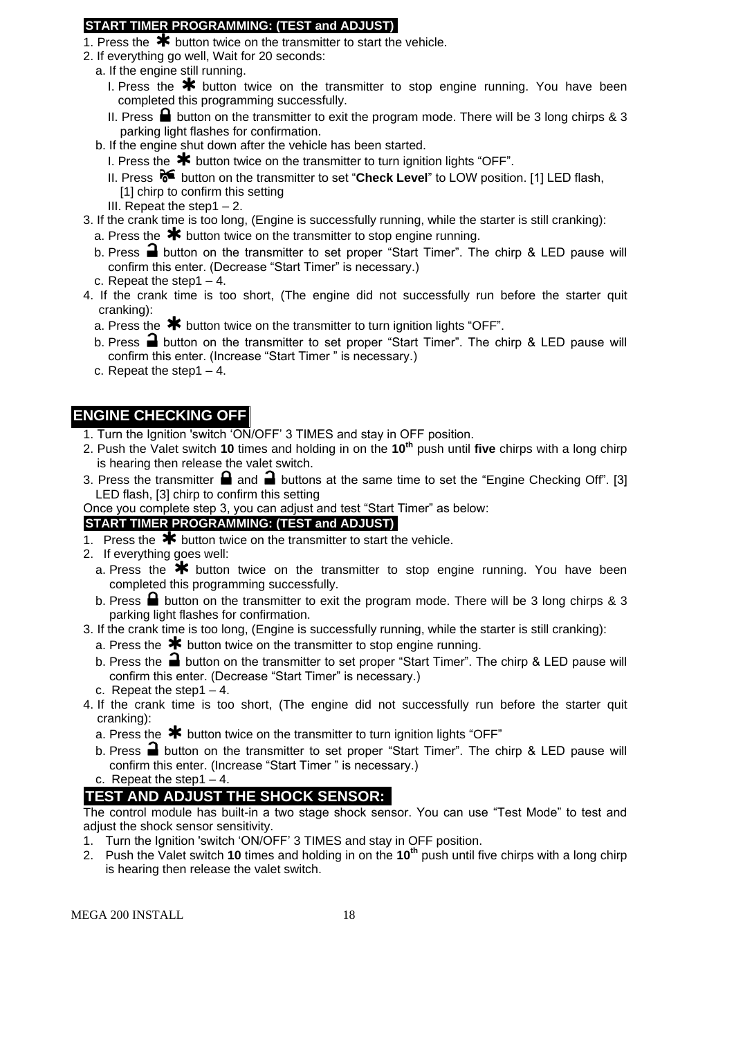**START TIMER PROGRAMMING: (TEST and ADJUST)**

1. Press the ✱ button twice on the transmitter to start the vehicle.
2. If everything go well, Wait for 20 seconds:
   a. If the engine still running.
      I. Press the ✱ button twice on the transmitter to stop engine running. You have been completed this programming successfully.
      II. Press 🔒 button on the transmitter to exit the program mode. There will be 3 long chirps & 3 parking light flashes for confirmation.
   b. If the engine shut down after the vehicle has been started.
      I. Press the ✱ button twice on the transmitter to turn ignition lights "OFF".
      II. Press button on the transmitter to set "**Check Level**" to LOW position. [1] LED flash, [1] chirp to confirm this setting
      III. Repeat the step1 – 2.
3. If the crank time is too long, (Engine is successfully running, while the starter is still cranking):
   a. Press the ✱ button twice on the transmitter to stop engine running.
   b. Press 🔓 button on the transmitter to set proper "Start Timer". The chirp & LED pause will confirm this enter. (Decrease "Start Timer" is necessary.)
   c. Repeat the step1 – 4.
4. If the crank time is too short, (The engine did not successfully run before the starter quit cranking):
   a. Press the ✱ button twice on the transmitter to turn ignition lights "OFF".
   b. Press 🔓 button on the transmitter to set proper "Start Timer". The chirp & LED pause will confirm this enter. (Increase "Start Timer " is necessary.)
   c. Repeat the step1 – 4.

## ENGINE CHECKING OFF

1. Turn the Ignition 'switch 'ON/OFF' 3 TIMES and stay in OFF position.
2. Push the Valet switch **10** times and holding in on the **10th** push until **five** chirps with a long chirp is hearing then release the valet switch.
3. Press the transmitter 🔒 and 🔓 buttons at the same time to set the "Engine Checking Off". [3] LED flash, [3] chirp to confirm this setting

Once you complete step 3, you can adjust and test "Start Timer" as below:

**START TIMER PROGRAMMING: (TEST and ADJUST)**

1. Press the ✱ button twice on the transmitter to start the vehicle.
2. If everything goes well:
   a. Press the ✱ button twice on the transmitter to stop engine running. You have been completed this programming successfully.
   b. Press 🔒 button on the transmitter to exit the program mode. There will be 3 long chirps & 3 parking light flashes for confirmation.
3. If the crank time is too long, (Engine is successfully running, while the starter is still cranking):
   a. Press the ✱ button twice on the transmitter to stop engine running.
   b. Press the 🔓 button on the transmitter to set proper "Start Timer". The chirp & LED pause will confirm this enter. (Decrease "Start Timer" is necessary.)
   c. Repeat the step1 – 4.
4. If the crank time is too short, (The engine did not successfully run before the starter quit cranking):
   a. Press the ✱ button twice on the transmitter to turn ignition lights "OFF"
   b. Press 🔓 button on the transmitter to set proper "Start Timer". The chirp & LED pause will confirm this enter. (Increase "Start Timer " is necessary.)
   c. Repeat the step1 – 4.

## TEST AND ADJUST THE SHOCK SENSOR:

The control module has built-in a two stage shock sensor. You can use "Test Mode" to test and adjust the shock sensor sensitivity.

1. Turn the Ignition 'switch 'ON/OFF' 3 TIMES and stay in OFF position.
2. Push the Valet switch **10** times and holding in on the **10th** push until five chirps with a long chirp is hearing then release the valet switch.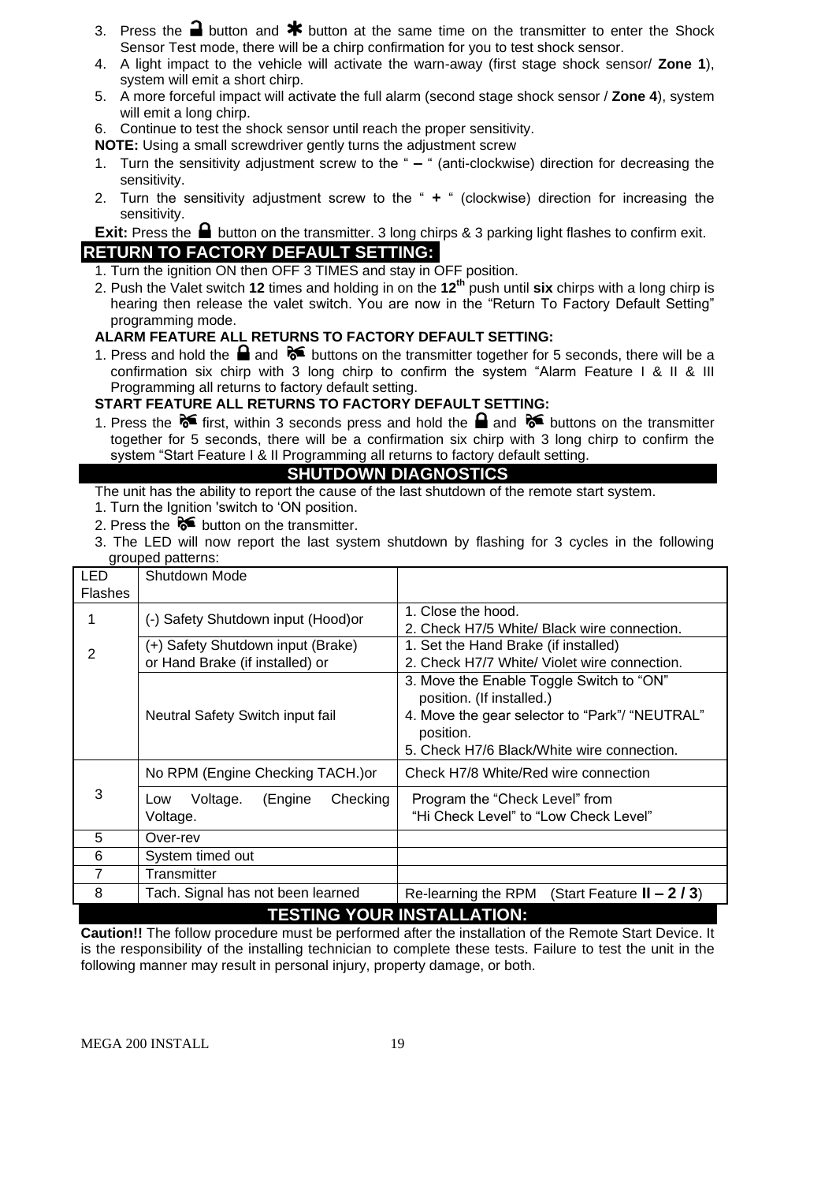3. Press the 🔒 button and ✱ button at the same time on the transmitter to enter the Shock Sensor Test mode, there will be a chirp confirmation for you to test shock sensor.
4. A light impact to the vehicle will activate the warn-away (first stage shock sensor/ **Zone 1**), system will emit a short chirp.
5. A more forceful impact will activate the full alarm (second stage shock sensor / **Zone 4**), system will emit a long chirp.
6. Continue to test the shock sensor until reach the proper sensitivity.

**NOTE:** Using a small screwdriver gently turns the adjustment screw

1. Turn the sensitivity adjustment screw to the " **–** " (anti-clockwise) direction for decreasing the sensitivity.
2. Turn the sensitivity adjustment screw to the " **+** " (clockwise) direction for increasing the sensitivity.

**Exit:** Press the 🔒 button on the transmitter. 3 long chirps & 3 parking light flashes to confirm exit.

## RETURN TO FACTORY DEFAULT SETTING:

1. Turn the ignition ON then OFF 3 TIMES and stay in OFF position.
2. Push the Valet switch **12** times and holding in on the **12th** push until **six** chirps with a long chirp is hearing then release the valet switch. You are now in the "Return To Factory Default Setting" programming mode.

**ALARM FEATURE ALL RETURNS TO FACTORY DEFAULT SETTING:**

1. Press and hold the 🔒 and 🚘 buttons on the transmitter together for 5 seconds, there will be a confirmation six chirp with 3 long chirp to confirm the system "Alarm Feature I & II & III Programming all returns to factory default setting.

**START FEATURE ALL RETURNS TO FACTORY DEFAULT SETTING:**

1. Press the 🚘 first, within 3 seconds press and hold the 🔒 and 🚘 buttons on the transmitter together for 5 seconds, there will be a confirmation six chirp with 3 long chirp to confirm the system "Start Feature I & II Programming all returns to factory default setting.

## SHUTDOWN DIAGNOSTICS

The unit has the ability to report the cause of the last shutdown of the remote start system.

1. Turn the Ignition 'switch to 'ON position.
2. Press the 🚘 button on the transmitter.
3. The LED will now report the last system shutdown by flashing for 3 cycles in the following grouped patterns:

| LED Flashes | Shutdown Mode | |
|---|---|---|
| 1 | (-) Safety Shutdown input (Hood)or | 1. Close the hood.<br>2. Check H7/5 White/ Black wire connection. |
| 2 | (+) Safety Shutdown input (Brake) or Hand Brake (if installed) or | 1. Set the Hand Brake (if installed)<br>2. Check H7/7 White/ Violet wire connection. |
| | Neutral Safety Switch input fail | 3. Move the Enable Toggle Switch to "ON" position. (If installed.)<br>4. Move the gear selector to "Park"/ "NEUTRAL" position.<br>5. Check H7/6 Black/White wire connection. |
| 3 | No RPM (Engine Checking TACH.)or | Check H7/8 White/Red wire connection |
| | Low Voltage. (Engine Checking Voltage. | Program the "Check Level" from "Hi Check Level" to "Low Check Level" |
| 5 | Over-rev | |
| 6 | System timed out | |
| 7 | Transmitter | |
| 8 | Tach. Signal has not been learned | Re-learning the RPM (Start Feature **II – 2 / 3**) |

## TESTING YOUR INSTALLATION:

**Caution!!** The follow procedure must be performed after the installation of the Remote Start Device. It is the responsibility of the installing technician to complete these tests. Failure to test the unit in the following manner may result in personal injury, property damage, or both.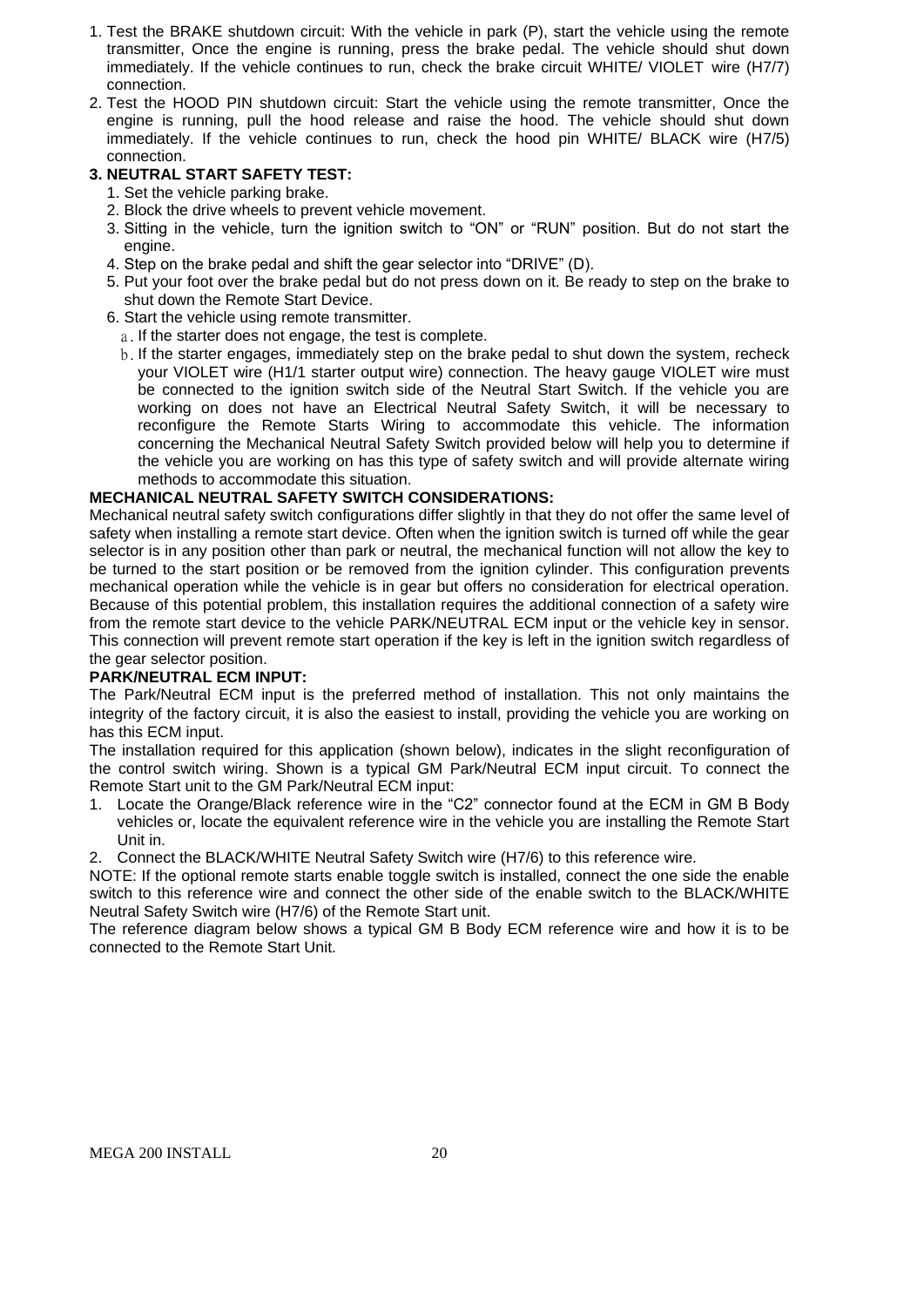1. Test the BRAKE shutdown circuit: With the vehicle in park (P), start the vehicle using the remote transmitter, Once the engine is running, press the brake pedal. The vehicle should shut down immediately. If the vehicle continues to run, check the brake circuit WHITE/ VIOLET wire (H7/7) connection.
2. Test the HOOD PIN shutdown circuit: Start the vehicle using the remote transmitter, Once the engine is running, pull the hood release and raise the hood. The vehicle should shut down immediately. If the vehicle continues to run, check the hood pin WHITE/ BLACK wire (H7/5) connection.

**3. NEUTRAL START SAFETY TEST:**

1. Set the vehicle parking brake.
2. Block the drive wheels to prevent vehicle movement.
3. Sitting in the vehicle, turn the ignition switch to “ON” or “RUN” position. But do not start the engine.
4. Step on the brake pedal and shift the gear selector into “DRIVE” (D).
5. Put your foot over the brake pedal but do not press down on it. Be ready to step on the brake to shut down the Remote Start Device.
6. Start the vehicle using remote transmitter.
   a. If the starter does not engage, the test is complete.
   b. If the starter engages, immediately step on the brake pedal to shut down the system, recheck your VIOLET wire (H1/1 starter output wire) connection. The heavy gauge VIOLET wire must be connected to the ignition switch side of the Neutral Start Switch. If the vehicle you are working on does not have an Electrical Neutral Safety Switch, it will be necessary to reconfigure the Remote Starts Wiring to accommodate this vehicle. The information concerning the Mechanical Neutral Safety Switch provided below will help you to determine if the vehicle you are working on has this type of safety switch and will provide alternate wiring methods to accommodate this situation.

**MECHANICAL NEUTRAL SAFETY SWITCH CONSIDERATIONS:**

Mechanical neutral safety switch configurations differ slightly in that they do not offer the same level of safety when installing a remote start device. Often when the ignition switch is turned off while the gear selector is in any position other than park or neutral, the mechanical function will not allow the key to be turned to the start position or be removed from the ignition cylinder. This configuration prevents mechanical operation while the vehicle is in gear but offers no consideration for electrical operation. Because of this potential problem, this installation requires the additional connection of a safety wire from the remote start device to the vehicle PARK/NEUTRAL ECM input or the vehicle key in sensor. This connection will prevent remote start operation if the key is left in the ignition switch regardless of the gear selector position.

**PARK/NEUTRAL ECM INPUT:**

The Park/Neutral ECM input is the preferred method of installation. This not only maintains the integrity of the factory circuit, it is also the easiest to install, providing the vehicle you are working on has this ECM input.

The installation required for this application (shown below), indicates in the slight reconfiguration of the control switch wiring. Shown is a typical GM Park/Neutral ECM input circuit. To connect the Remote Start unit to the GM Park/Neutral ECM input:

1. Locate the Orange/Black reference wire in the “C2” connector found at the ECM in GM B Body vehicles or, locate the equivalent reference wire in the vehicle you are installing the Remote Start Unit in.
2. Connect the BLACK/WHITE Neutral Safety Switch wire (H7/6) to this reference wire.

NOTE: If the optional remote starts enable toggle switch is installed, connect the one side the enable switch to this reference wire and connect the other side of the enable switch to the BLACK/WHITE Neutral Safety Switch wire (H7/6) of the Remote Start unit.

The reference diagram below shows a typical GM B Body ECM reference wire and how it is to be connected to the Remote Start Unit.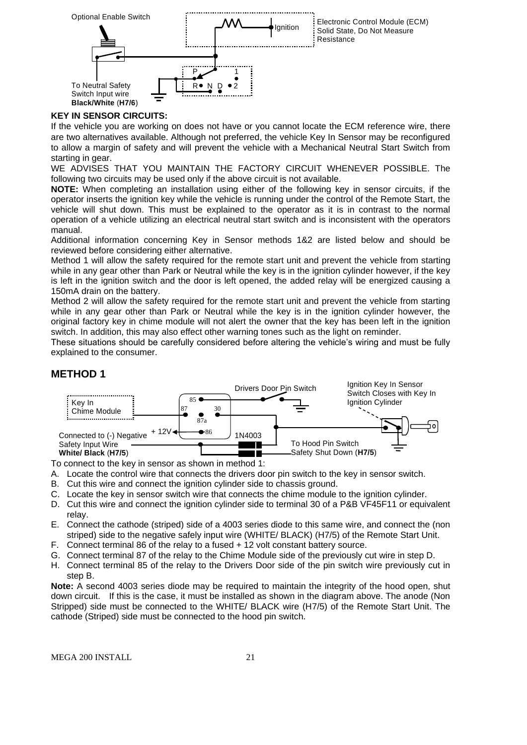Optional Enable Switch

Ignition

Electronic Control Module (ECM) Solid State, Do Not Measure Resistance

P 1
R N D 2

To Neutral Safety Switch Input wire **Black/White** (**H7/6**)

**KEY IN SENSOR CIRCUITS:**

If the vehicle you are working on does not have or you cannot locate the ECM reference wire, there are two alternatives available. Although not preferred, the vehicle Key In Sensor may be reconfigured to allow a margin of safety and will prevent the vehicle with a Mechanical Neutral Start Switch from starting in gear.

WE ADVISES THAT YOU MAINTAIN THE FACTORY CIRCUIT WHENEVER POSSIBLE. The following two circuits may be used only if the above circuit is not available.

**NOTE:** When completing an installation using either of the following key in sensor circuits, if the operator inserts the ignition key while the vehicle is running under the control of the Remote Start, the vehicle will shut down. This must be explained to the operator as it is in contrast to the normal operation of a vehicle utilizing an electrical neutral start switch and is inconsistent with the operators manual.

Additional information concerning Key in Sensor methods 1&2 are listed below and should be reviewed before considering either alternative.

Method 1 will allow the safety required for the remote start unit and prevent the vehicle from starting while in any gear other than Park or Neutral while the key is in the ignition cylinder however, if the key is left in the ignition switch and the door is left opened, the added relay will be energized causing a 150mA drain on the battery.

Method 2 will allow the safety required for the remote start unit and prevent the vehicle from starting while in any gear other than Park or Neutral while the key is in the ignition cylinder however, the original factory key in chime module will not alert the owner that the key has been left in the ignition switch. In addition, this may also effect other warning tones such as the light on reminder.

These situations should be carefully considered before altering the vehicle's wiring and must be fully explained to the consumer.

## METHOD 1

Drivers Door Pin Switch

Ignition Key In Sensor Switch Closes with Key In Ignition Cylinder

Key In Chime Module

85 87 30 87a 86

+ 12V

1N4003

Connected to (-) Negative Safety Input Wire **White/ Black** (**H7/5**)

To Hood Pin Switch Safety Shut Down (**H7/5**)

To connect to the key in sensor as shown in method 1:

A. Locate the control wire that connects the drivers door pin switch to the key in sensor switch.
B. Cut this wire and connect the ignition cylinder side to chassis ground.
C. Locate the key in sensor switch wire that connects the chime module to the ignition cylinder.
D. Cut this wire and connect the ignition cylinder side to terminal 30 of a P&B VF45F11 or equivalent relay.
E. Connect the cathode (striped) side of a 4003 series diode to this same wire, and connect the (non striped) side to the negative safely input wire (WHITE/ BLACK) (H7/5) of the Remote Start Unit.
F. Connect terminal 86 of the relay to a fused + 12 volt constant battery source.
G. Connect terminal 87 of the relay to the Chime Module side of the previously cut wire in step D.
H. Connect terminal 85 of the relay to the Drivers Door side of the pin switch wire previously cut in step B.

**Note:** A second 4003 series diode may be required to maintain the integrity of the hood open, shut down circuit. If this is the case, it must be installed as shown in the diagram above. The anode (Non Stripped) side must be connected to the WHITE/ BLACK wire (H7/5) of the Remote Start Unit. The cathode (Striped) side must be connected to the hood pin switch.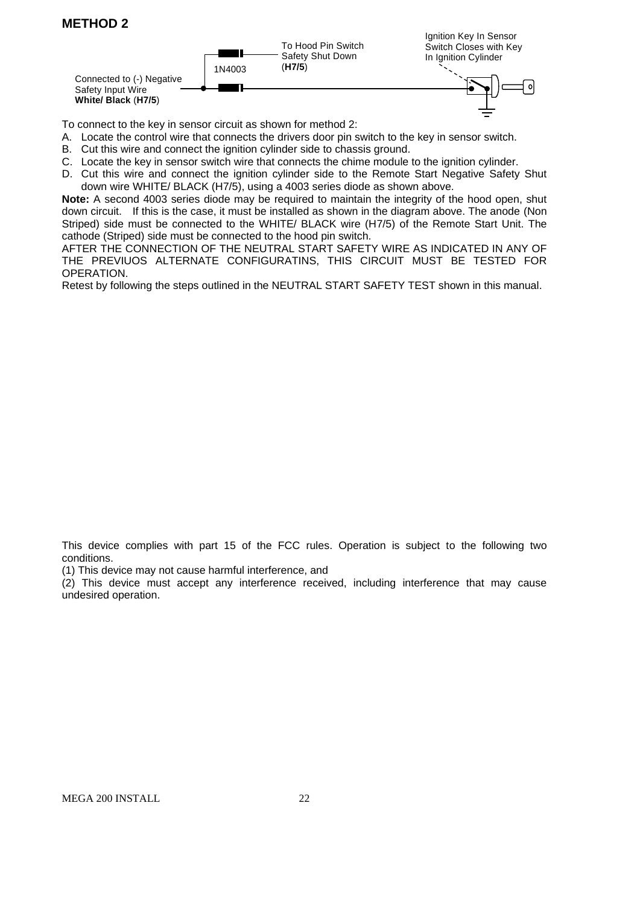## METHOD 2

Connected to (-) Negative Safety Input Wire **White/ Black** (**H7/5**)

1N4003

To Hood Pin Switch Safety Shut Down (**H7/5**)

Ignition Key In Sensor Switch Closes with Key In Ignition Cylinder

To connect to the key in sensor circuit as shown for method 2:

A. Locate the control wire that connects the drivers door pin switch to the key in sensor switch.
B. Cut this wire and connect the ignition cylinder side to chassis ground.
C. Locate the key in sensor switch wire that connects the chime module to the ignition cylinder.
D. Cut this wire and connect the ignition cylinder side to the Remote Start Negative Safety Shut down wire WHITE/ BLACK (H7/5), using a 4003 series diode as shown above.

**Note:** A second 4003 series diode may be required to maintain the integrity of the hood open, shut down circuit. If this is the case, it must be installed as shown in the diagram above. The anode (Non Striped) side must be connected to the WHITE/ BLACK wire (H7/5) of the Remote Start Unit. The cathode (Striped) side must be connected to the hood pin switch.

AFTER THE CONNECTION OF THE NEUTRAL START SAFETY WIRE AS INDICATED IN ANY OF THE PREVIUOS ALTERNATE CONFIGURATINS, THIS CIRCUIT MUST BE TESTED FOR OPERATION.

Retest by following the steps outlined in the NEUTRAL START SAFETY TEST shown in this manual.

This device complies with part 15 of the FCC rules. Operation is subject to the following two conditions.

(1) This device may not cause harmful interference, and

(2) This device must accept any interference received, including interference that may cause undesired operation.